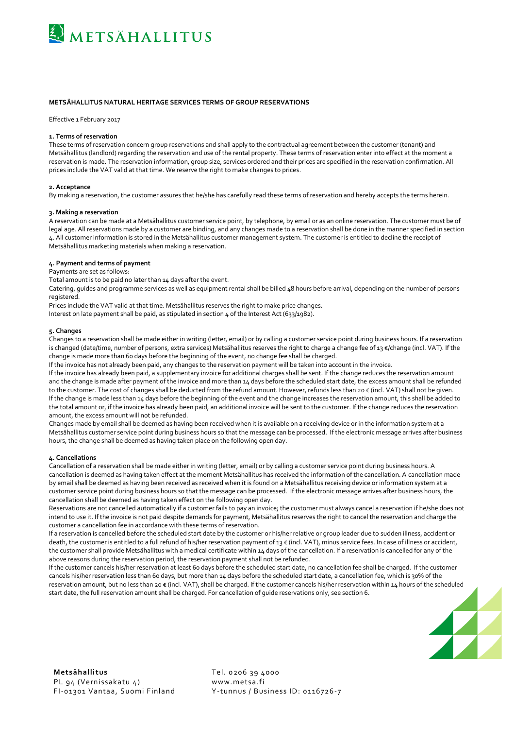# METSÄHALLITUS NATURAL HERITAGE SERVICES TERMS OF GROUP RESERVATIONS

Effective 1 February 2017

## 1. Terms of reservation

These terms of reservation concern group reservations and shall apply to the contractual agreement between the customer (tenant) and Metsähallitus (landlord) regarding the reservation and use of the rental property. These terms of reservation enter into effect at the moment a reservation is made. The reservation information, group size, services ordered and their prices are specified in the reservation confirmation. All prices include the VAT valid at that time. We reserve the right to make changes to prices.

## 2. Acceptance

By making a reservation, the customer assures that he/she has carefully read these terms of reservation and hereby accepts the terms herein.

## 3. Making a reservation

A reservation can be made at a Metsähallitus customer service point, by telephone, by email or as an online reservation. The customer must be of legal age. All reservations made by a customer are binding, and any changes made to a reservation shall be done in the manner specified in section 4. All customer information is stored in the Metsähallitus customer management system. The customer is entitled to decline the receipt of Metsähallitus marketing materials when making a reservation.

## 4. Payment and terms of payment

Payments are set as follows:

Total amount is to be paid no later than 14 days after the event.

Catering, guides and programme services as well as equipment rental shall be billed 48 hours before arrival, depending on the number of persons registered.

Prices include the VAT valid at that time. Metsähallitus reserves the right to make price changes.

Interest on late payment shall be paid, as stipulated in section 4 of the Interest Act (633/1982).

## 5. Changes

Changes to a reservation shall be made either in writing (letter, email) or by calling a customer service point during business hours. If a reservation is changed (date/time, number of persons, extra services) Metsähallitus reserves the right to charge a change fee of 13 €/change (incl. VAT). If the change is made more than 60 days before the beginning of the event, no change fee shall be charged.

If the invoice has not already been paid, any changes to the reservation payment will be taken into account in the invoice.

If the invoice has already been paid, a supplementary invoice for additional charges shall be sent. If the change reduces the reservation amount and the change is made after payment of the invoice and more than 14 days before the scheduled start date, the excess amount shall be refunded to the customer. The cost of changes shall be deducted from the refund amount. However, refunds less than 20 € (incl. VAT) shall not be given. If the change is made less than 14 days before the beginning of the event and the change increases the reservation amount, this shall be added to the total amount or, if the invoice has already been paid, an additional invoice will be sent to the customer. If the change reduces the reservation amount, the excess amount will not be refunded.

Changes made by email shall be deemed as having been received when it is available on a receiving device or in the information system at a Metsähallitus customer service point during business hours so that the message can be processed. If the electronic message arrives after business hours, the change shall be deemed as having taken place on the following open day.

## 4. Cancellations

Cancellation of a reservation shall be made either in writing (letter, email) or by calling a customer service point during business hours. A cancellation is deemed as having taken effect at the moment Metsähallitus has received the information of the cancellation. A cancellation made by email shall be deemed as having been received as received when it is found on a Metsähallitus receiving device or information system at a customer service point during business hours so that the message can be processed. If the electronic message arrives after business hours, the cancellation shall be deemed as having taken effect on the following open day.

Reservations are not cancelled automatically if a customer fails to pay an invoice; the customer must always cancel a reservation if he/she does not intend to use it. If the invoice is not paid despite demands for payment, Metsähallitus reserves the right to cancel the reservation and charge the customer a cancellation fee in accordance with these terms of reservation.

If a reservation is cancelled before the scheduled start date by the customer or his/her relative or group leader due to sudden illness, accident or death, the customer is entitled to a full refund of his/her reservation payment of 13 € (incl. VAT), minus service fees. In case of illness or accident, the customer shall provide Metsähallitus with a medical certificate within 14 days of the cancellation. If a reservation is cancelled for any of the above reasons during the reservation period, the reservation payment shall not be refunded.

If the customer cancels his/her reservation at least 60 days before the scheduled start date, no cancellation fee shall be charged. If the customer cancels his/her reservation less than 60 days, but more than 14 days before the scheduled start date, a cancellation fee, which is 30% of the reservation amount, but no less than 20 € (incl. VAT), shall be charged. If the customer cancels his/her reservation within 14 hours of the scheduled start date, the full reservation amount shall be charged. For cancellation of guide reservations only, see section 6.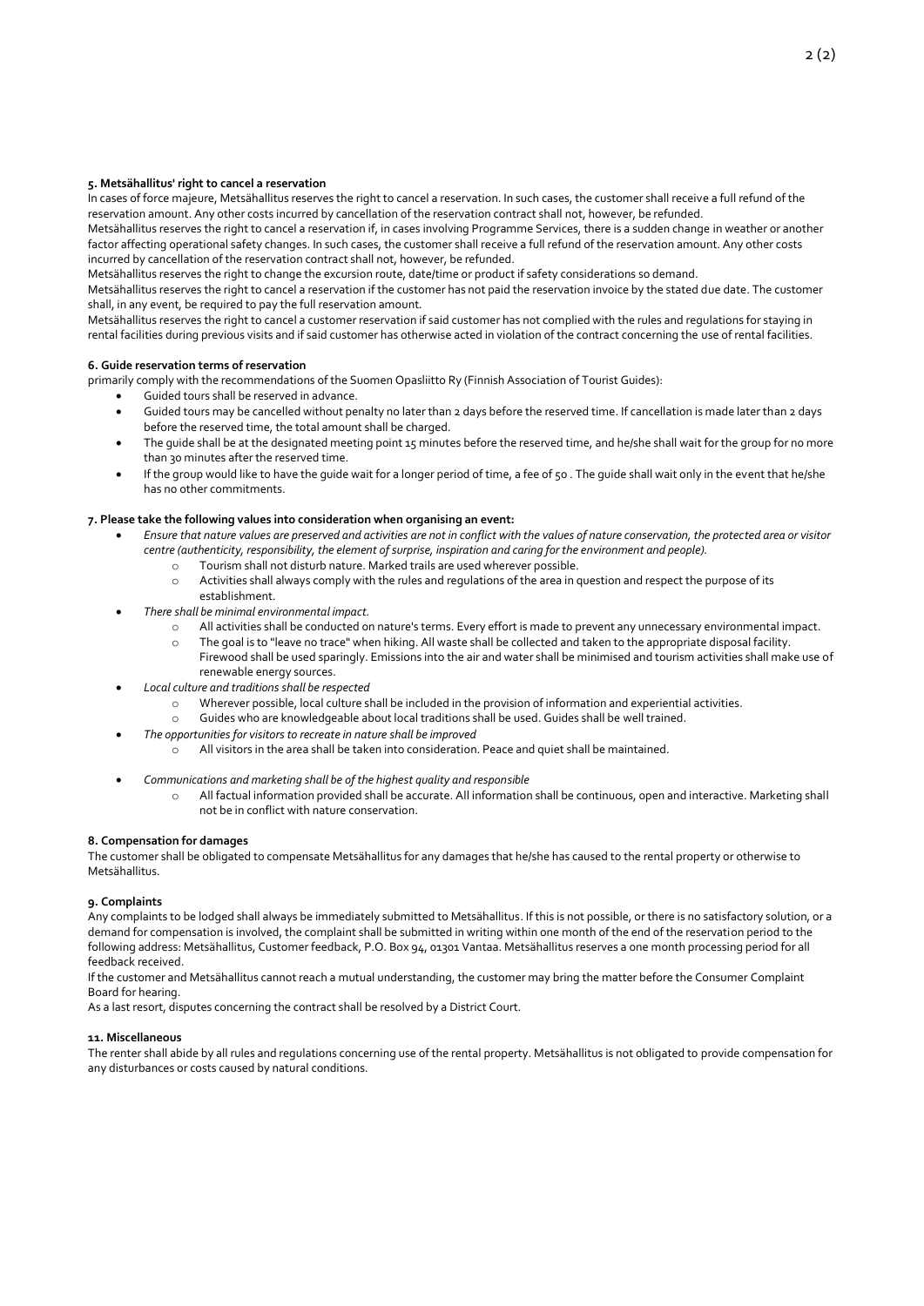**5. Metsähallitus' right to cancel a reservation**

In cases of force majeure, Metsähallitus reserves the right to cancel a reservation. In such cases, the customer shall receive a full refund of the reservation amount. Any other costs incurred by cancellation of the reservation contract shall not, however, be refunded.

Metsähallitus reserves the right to cancel a reservation if, in cases involving Programme Services, there is a sudden change in weather or another factor affecting operational safety changes. In such cases, the customer shall receive a full refund of the reservation amount. Any other costs incurred by cancellation of the reservation contract shall not, however, be refunded.

Metsähallitus reserves the right to change the excursion route, date/time or product if safety considerations so demand.

Metsähallitus reserves the right to cancel a reservation if the customer has not paid the reservation invoice by the stated due date. The customer shall, in any event, be required to pay the full reservation amount.

Metsähallitus reserves the right to cancel a customer reservation if said customer has not complied with the rules and regulations for staying in rental facilities during previous visits and if said customer has otherwise acted in violation of the contract concerning the use of rental facilities.

**6. Guide reservation terms of reservation**

primarily comply with the recommendations of the Suomen Opasliitto Ry (Finnish Association of Tourist Guides):

- Guided tours shall be reserved in advance.
- Guided tours may be cancelled without penalty no later than 2 days before the reserved time. If cancellation is made later than 2 days before the reserved time, the total amount shall be charged.
- The guide shall be at the designated meeting point 15 minutes before the reserved time, and he/she shall wait for the group for no more than 30 minutes after the reserved time.
- If the group would like to have the guide wait for a longer period of time, a fee of 50 . The guide shall wait only in the event that he/she has no other commitments.

**7. Please take the following values into consideration when organising an event:**

- *Ensure that nature values are preserved and activities are not in conflict with the values of nature conservation, the protected area or visitor centre (authenticity, responsibility, the element of surprise, inspiration and caring for the environment and people).*
  - Tourism shall not disturb nature. Marked trails are used wherever possible.
  - Activities shall always comply with the rules and regulations of the area in question and respect the purpose of its establishment.
- *There shall be minimal environmental impact.*
  - All activities shall be conducted on nature's terms. Every effort is made to prevent any unnecessary environmental impact.
  - The goal is to "leave no trace" when hiking. All waste shall be collected and taken to the appropriate disposal facility. Firewood shall be used sparingly. Emissions into the air and water shall be minimised and tourism activities shall make use of renewable energy sources.
- *Local culture and traditions shall be respected*
  - Wherever possible, local culture shall be included in the provision of information and experiential activities.
  - Guides who are knowledgeable about local traditions shall be used. Guides shall be well trained.
- *The opportunities for visitors to recreate in nature shall be improved*
  - All visitors in the area shall be taken into consideration. Peace and quiet shall be maintained.
- *Communications and marketing shall be of the highest quality and responsible*
  - All factual information provided shall be accurate. All information shall be continuous, open and interactive. Marketing shall not be in conflict with nature conservation.

**8. Compensation for damages**

The customer shall be obligated to compensate Metsähallitus for any damages that he/she has caused to the rental property or otherwise to Metsähallitus.

**9. Complaints**

Any complaints to be lodged shall always be immediately submitted to Metsähallitus. If this is not possible, or there is no satisfactory solution, or a demand for compensation is involved, the complaint shall be submitted in writing within one month of the end of the reservation period to the following address: Metsähallitus, Customer feedback, P.O. Box 94, 01301 Vantaa. Metsähallitus reserves a one month processing period for all feedback received.

If the customer and Metsähallitus cannot reach a mutual understanding, the customer may bring the matter before the Consumer Complaint Board for hearing.

As a last resort, disputes concerning the contract shall be resolved by a District Court.

**11. Miscellaneous**

The renter shall abide by all rules and regulations concerning use of the rental property. Metsähallitus is not obligated to provide compensation for any disturbances or costs caused by natural conditions.